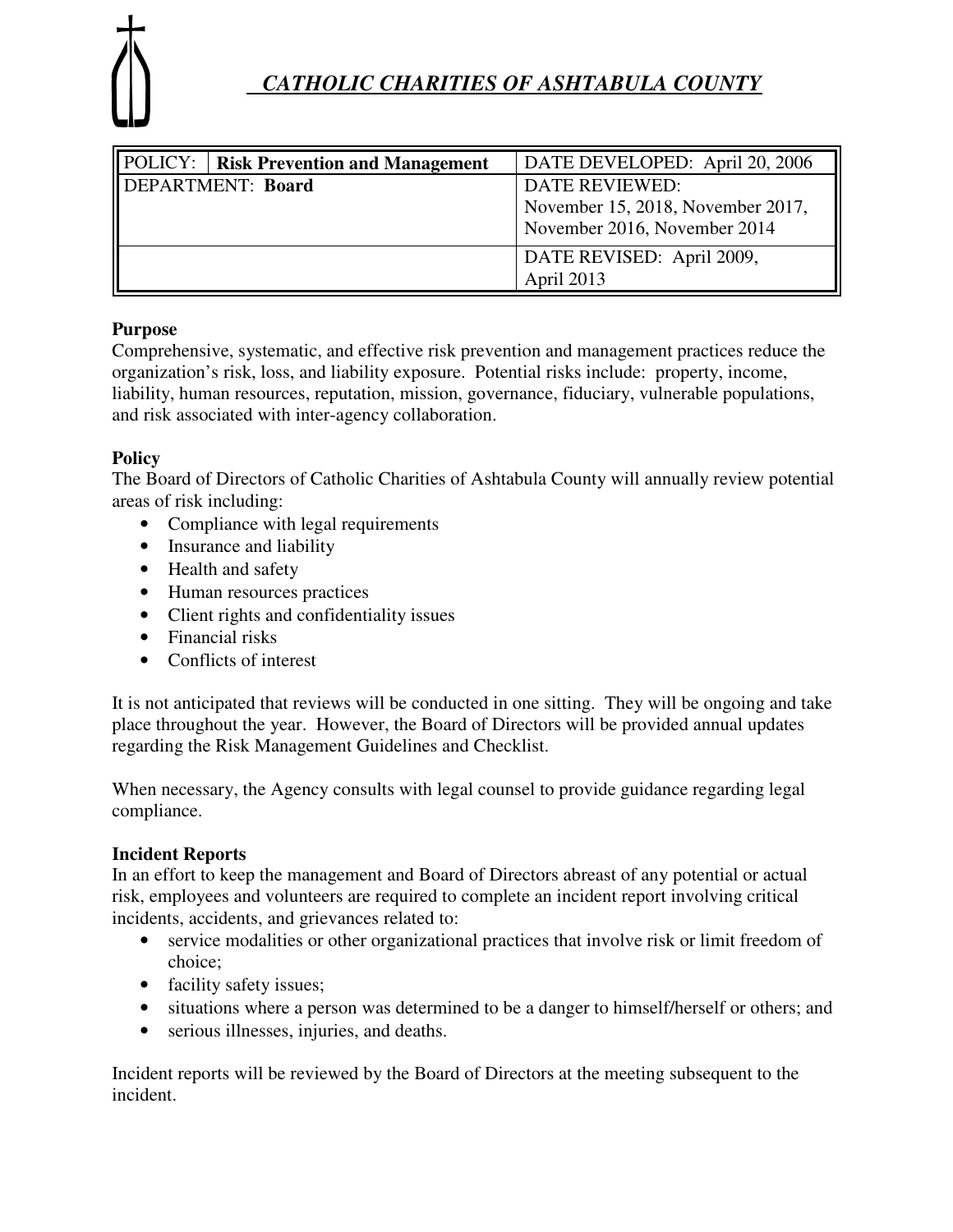# *CATHOLIC CHARITIES OF ASHTABULA COUNTY*

| POLICY: **Risk Prevention and Management** | DATE DEVELOPED: April 20, 2006 |
|---|---|
| DEPARTMENT: **Board** | DATE REVIEWED: November 15, 2018, November 2017, November 2016, November 2014 |
| | DATE REVISED: April 2009, April 2013 |

**Purpose**

Comprehensive, systematic, and effective risk prevention and management practices reduce the organization's risk, loss, and liability exposure. Potential risks include: property, income, liability, human resources, reputation, mission, governance, fiduciary, vulnerable populations, and risk associated with inter-agency collaboration.

**Policy**

The Board of Directors of Catholic Charities of Ashtabula County will annually review potential areas of risk including:

- Compliance with legal requirements
- Insurance and liability
- Health and safety
- Human resources practices
- Client rights and confidentiality issues
- Financial risks
- Conflicts of interest

It is not anticipated that reviews will be conducted in one sitting. They will be ongoing and take place throughout the year. However, the Board of Directors will be provided annual updates regarding the Risk Management Guidelines and Checklist.

When necessary, the Agency consults with legal counsel to provide guidance regarding legal compliance.

**Incident Reports**

In an effort to keep the management and Board of Directors abreast of any potential or actual risk, employees and volunteers are required to complete an incident report involving critical incidents, accidents, and grievances related to:

- service modalities or other organizational practices that involve risk or limit freedom of choice;
- facility safety issues;
- situations where a person was determined to be a danger to himself/herself or others; and
- serious illnesses, injuries, and deaths.

Incident reports will be reviewed by the Board of Directors at the meeting subsequent to the incident.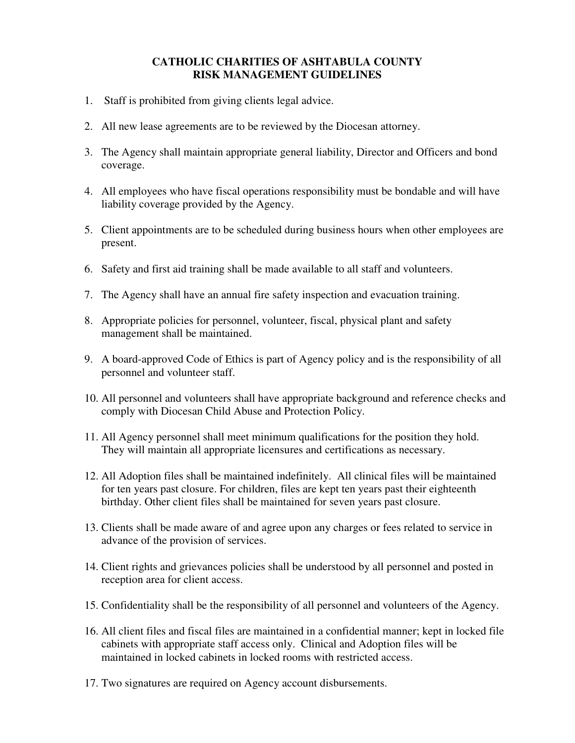# CATHOLIC CHARITIES OF ASHTABULA COUNTY
## RISK MANAGEMENT GUIDELINES

1. Staff is prohibited from giving clients legal advice.
2. All new lease agreements are to be reviewed by the Diocesan attorney.
3. The Agency shall maintain appropriate general liability, Director and Officers and bond coverage.
4. All employees who have fiscal operations responsibility must be bondable and will have liability coverage provided by the Agency.
5. Client appointments are to be scheduled during business hours when other employees are present.
6. Safety and first aid training shall be made available to all staff and volunteers.
7. The Agency shall have an annual fire safety inspection and evacuation training.
8. Appropriate policies for personnel, volunteer, fiscal, physical plant and safety management shall be maintained.
9. A board-approved Code of Ethics is part of Agency policy and is the responsibility of all personnel and volunteer staff.
10. All personnel and volunteers shall have appropriate background and reference checks and comply with Diocesan Child Abuse and Protection Policy.
11. All Agency personnel shall meet minimum qualifications for the position they hold. They will maintain all appropriate licensures and certifications as necessary.
12. All Adoption files shall be maintained indefinitely. All clinical files will be maintained for ten years past closure. For children, files are kept ten years past their eighteenth birthday. Other client files shall be maintained for seven years past closure.
13. Clients shall be made aware of and agree upon any charges or fees related to service in advance of the provision of services.
14. Client rights and grievances policies shall be understood by all personnel and posted in reception area for client access.
15. Confidentiality shall be the responsibility of all personnel and volunteers of the Agency.
16. All client files and fiscal files are maintained in a confidential manner; kept in locked file cabinets with appropriate staff access only. Clinical and Adoption files will be maintained in locked cabinets in locked rooms with restricted access.
17. Two signatures are required on Agency account disbursements.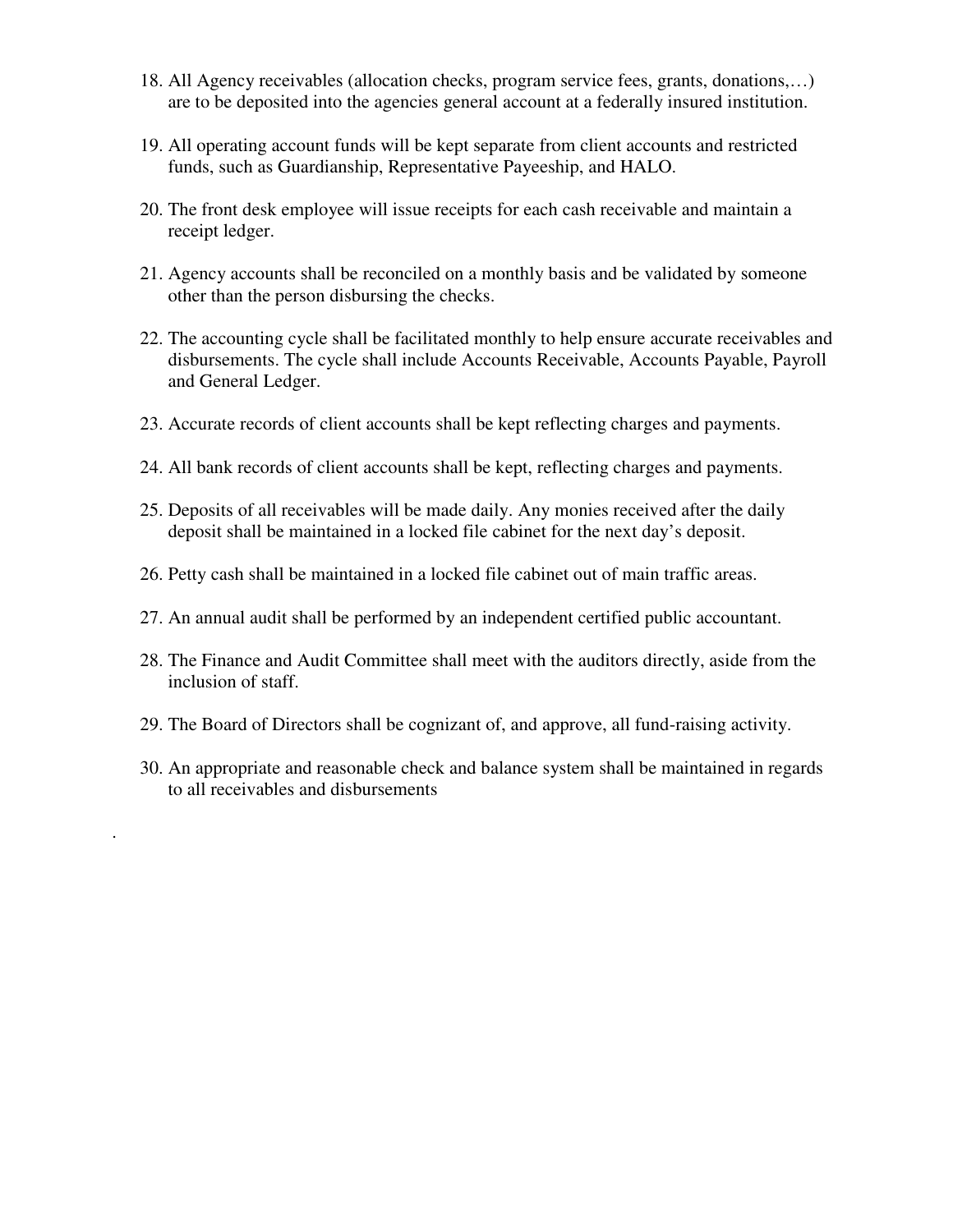18. All Agency receivables (allocation checks, program service fees, grants, donations,…) are to be deposited into the agencies general account at a federally insured institution.

19. All operating account funds will be kept separate from client accounts and restricted funds, such as Guardianship, Representative Payeeship, and HALO.

20. The front desk employee will issue receipts for each cash receivable and maintain a receipt ledger.

21. Agency accounts shall be reconciled on a monthly basis and be validated by someone other than the person disbursing the checks.

22. The accounting cycle shall be facilitated monthly to help ensure accurate receivables and disbursements. The cycle shall include Accounts Receivable, Accounts Payable, Payroll and General Ledger.

23. Accurate records of client accounts shall be kept reflecting charges and payments.

24. All bank records of client accounts shall be kept, reflecting charges and payments.

25. Deposits of all receivables will be made daily. Any monies received after the daily deposit shall be maintained in a locked file cabinet for the next day's deposit.

26. Petty cash shall be maintained in a locked file cabinet out of main traffic areas.

27. An annual audit shall be performed by an independent certified public accountant.

28. The Finance and Audit Committee shall meet with the auditors directly, aside from the inclusion of staff.

29. The Board of Directors shall be cognizant of, and approve, all fund-raising activity.

30. An appropriate and reasonable check and balance system shall be maintained in regards to all receivables and disbursements

.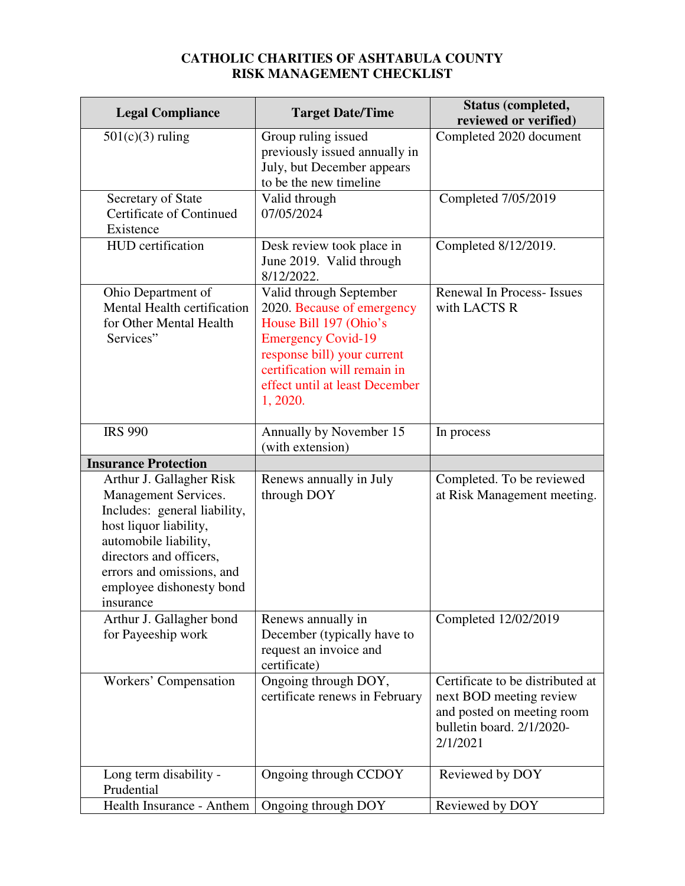# CATHOLIC CHARITIES OF ASHTABULA COUNTY
## RISK MANAGEMENT CHECKLIST

| Legal Compliance | Target Date/Time | Status (completed, reviewed or verified) |
|---|---|---|
| 501(c)(3) ruling | Group ruling issued previously issued annually in July, but December appears to be the new timeline | Completed 2020 document |
| Secretary of State Certificate of Continued Existence | Valid through 07/05/2024 | Completed 7/05/2019 |
| HUD certification | Desk review took place in June 2019. Valid through 8/12/2022. | Completed 8/12/2019. |
| Ohio Department of Mental Health certification for Other Mental Health Services" | Valid through September 2020. Because of emergency House Bill 197 (Ohio's Emergency Covid-19 response bill) your current certification will remain in effect until at least December 1, 2020. | Renewal In Process- Issues with LACTS R |
| IRS 990 | Annually by November 15 (with extension) | In process |
| **Insurance Protection** | | |
| Arthur J. Gallagher Risk Management Services. Includes: general liability, host liquor liability, automobile liability, directors and officers, errors and omissions, and employee dishonesty bond insurance | Renews annually in July through DOY | Completed. To be reviewed at Risk Management meeting. |
| Arthur J. Gallagher bond for Payeeship work | Renews annually in December (typically have to request an invoice and certificate) | Completed 12/02/2019 |
| Workers' Compensation | Ongoing through DOY, certificate renews in February | Certificate to be distributed at next BOD meeting review and posted on meeting room bulletin board. 2/1/2020-2/1/2021 |
| Long term disability - Prudential | Ongoing through CCDOY | Reviewed by DOY |
| Health Insurance - Anthem | Ongoing through DOY | Reviewed by DOY |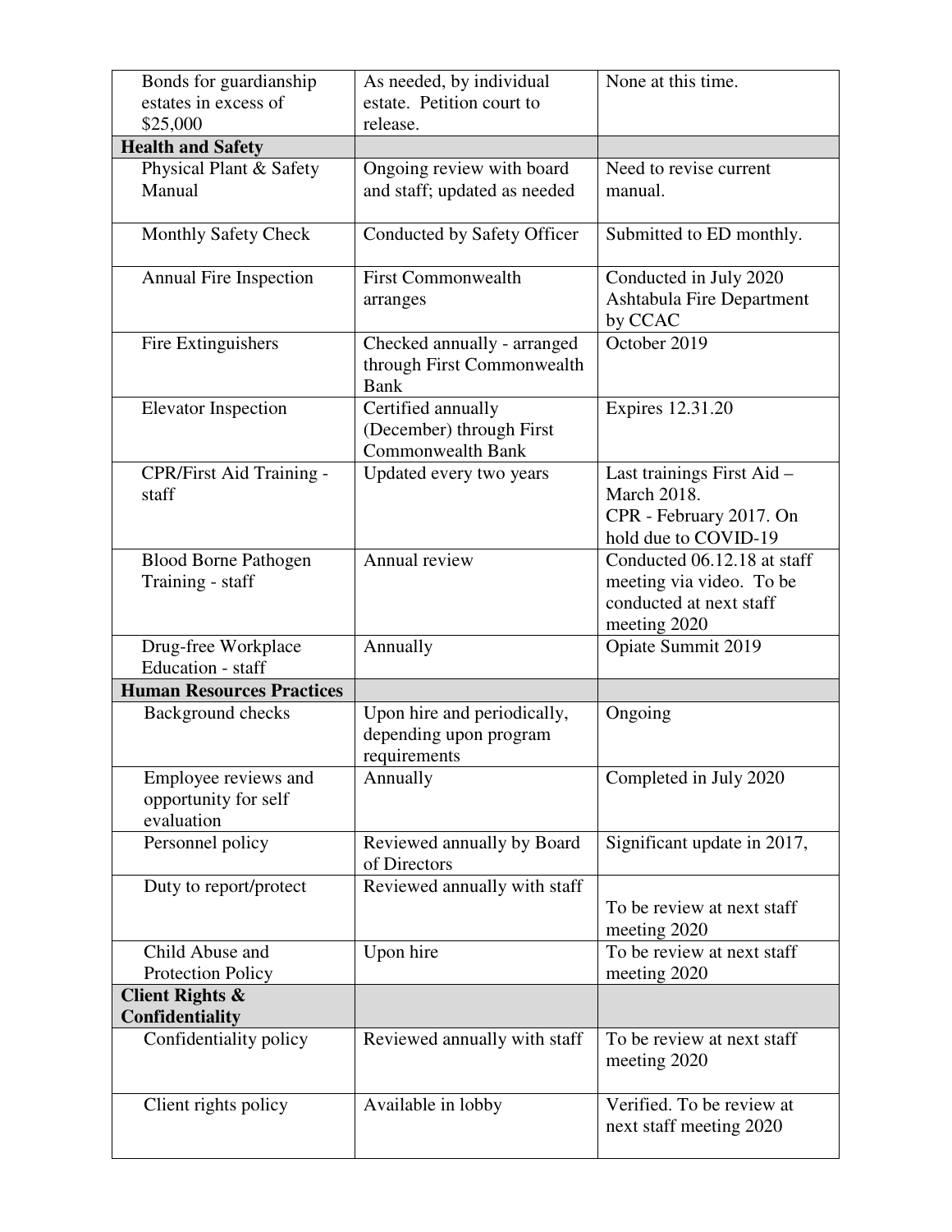| Bonds for guardianship estates in excess of $25,000 | As needed, by individual estate. Petition court to release. | None at this time. |
|---|---|---|
| **Health and Safety** | | |
| Physical Plant & Safety Manual | Ongoing review with board and staff; updated as needed | Need to revise current manual. |
| Monthly Safety Check | Conducted by Safety Officer | Submitted to ED monthly. |
| Annual Fire Inspection | First Commonwealth arranges | Conducted in July 2020 Ashtabula Fire Department by CCAC |
| Fire Extinguishers | Checked annually - arranged through First Commonwealth Bank | October 2019 |
| Elevator Inspection | Certified annually (December) through First Commonwealth Bank | Expires 12.31.20 |
| CPR/First Aid Training - staff | Updated every two years | Last trainings First Aid – March 2018. CPR - February 2017. On hold due to COVID-19 |
| Blood Borne Pathogen Training - staff | Annual review | Conducted 06.12.18 at staff meeting via video. To be conducted at next staff meeting 2020 |
| Drug-free Workplace Education - staff | Annually | Opiate Summit 2019 |
| **Human Resources Practices** | | |
| Background checks | Upon hire and periodically, depending upon program requirements | Ongoing |
| Employee reviews and opportunity for self evaluation | Annually | Completed in July 2020 |
| Personnel policy | Reviewed annually by Board of Directors | Significant update in 2017, |
| Duty to report/protect | Reviewed annually with staff | To be review at next staff meeting 2020 |
| Child Abuse and Protection Policy | Upon hire | To be review at next staff meeting 2020 |
| **Client Rights & Confidentiality** | | |
| Confidentiality policy | Reviewed annually with staff | To be review at next staff meeting 2020 |
| Client rights policy | Available in lobby | Verified. To be review at next staff meeting 2020 |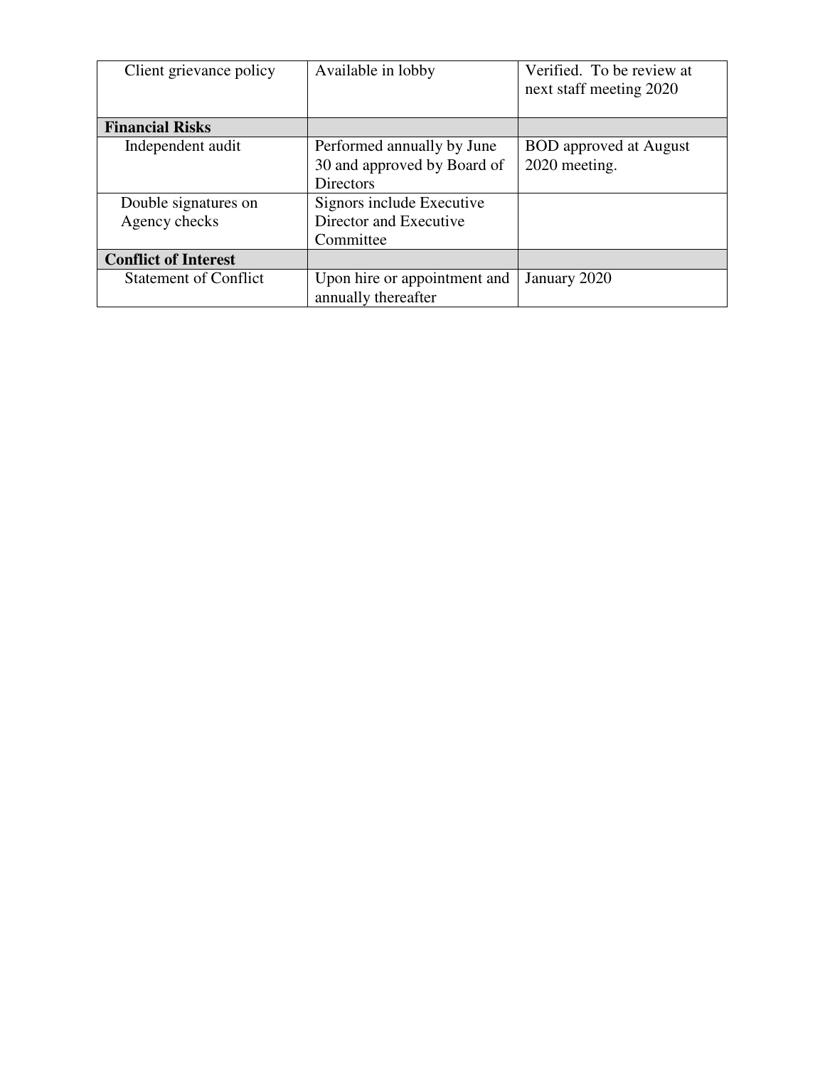| | | |
|---|---|---|
| Client grievance policy | Available in lobby | Verified. To be review at next staff meeting 2020 |
| **Financial Risks** | | |
| Independent audit | Performed annually by June 30 and approved by Board of Directors | BOD approved at August 2020 meeting. |
| Double signatures on Agency checks | Signors include Executive Director and Executive Committee | |
| **Conflict of Interest** | | |
| Statement of Conflict | Upon hire or appointment and annually thereafter | January 2020 |